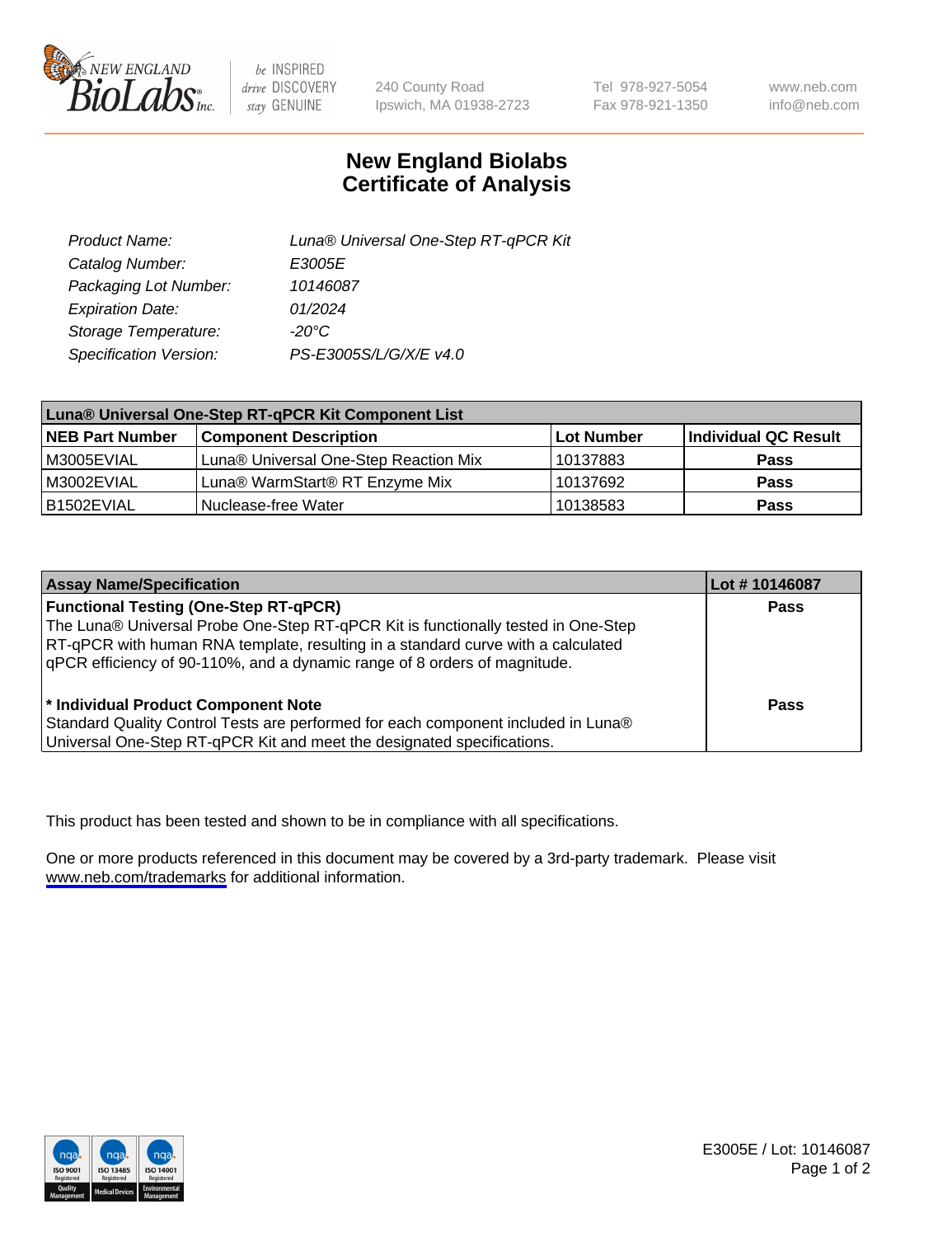# New England Biolabs
# Certificate of Analysis

| | |
|---|---|
| *Product Name:* | *Luna® Universal One-Step RT-qPCR Kit* |
| *Catalog Number:* | *E3005E* |
| *Packaging Lot Number:* | *10146087* |
| *Expiration Date:* | *01/2024* |
| *Storage Temperature:* | *-20°C* |
| *Specification Version:* | *PS-E3005S/L/G/X/E v4.0* |

| Luna® Universal One-Step RT-qPCR Kit Component List | | | |
|---|---|---|---|
| **NEB Part Number** | **Component Description** | **Lot Number** | **Individual QC Result** |
| M3005EVIAL | Luna® Universal One-Step Reaction Mix | 10137883 | **Pass** |
| M3002EVIAL | Luna® WarmStart® RT Enzyme Mix | 10137692 | **Pass** |
| B1502EVIAL | Nuclease-free Water | 10138583 | **Pass** |

| Assay Name/Specification | Lot # 10146087 |
|---|---|
| **Functional Testing (One-Step RT-qPCR)** The Luna® Universal Probe One-Step RT-qPCR Kit is functionally tested in One-Step RT-qPCR with human RNA template, resulting in a standard curve with a calculated qPCR efficiency of 90-110%, and a dynamic range of 8 orders of magnitude. | **Pass** |
| **\* Individual Product Component Note** Standard Quality Control Tests are performed for each component included in Luna® Universal One-Step RT-qPCR Kit and meet the designated specifications. | **Pass** |

This product has been tested and shown to be in compliance with all specifications.

One or more products referenced in this document may be covered by a 3rd-party trademark. Please visit www.neb.com/trademarks for additional information.

E3005E / Lot: 10146087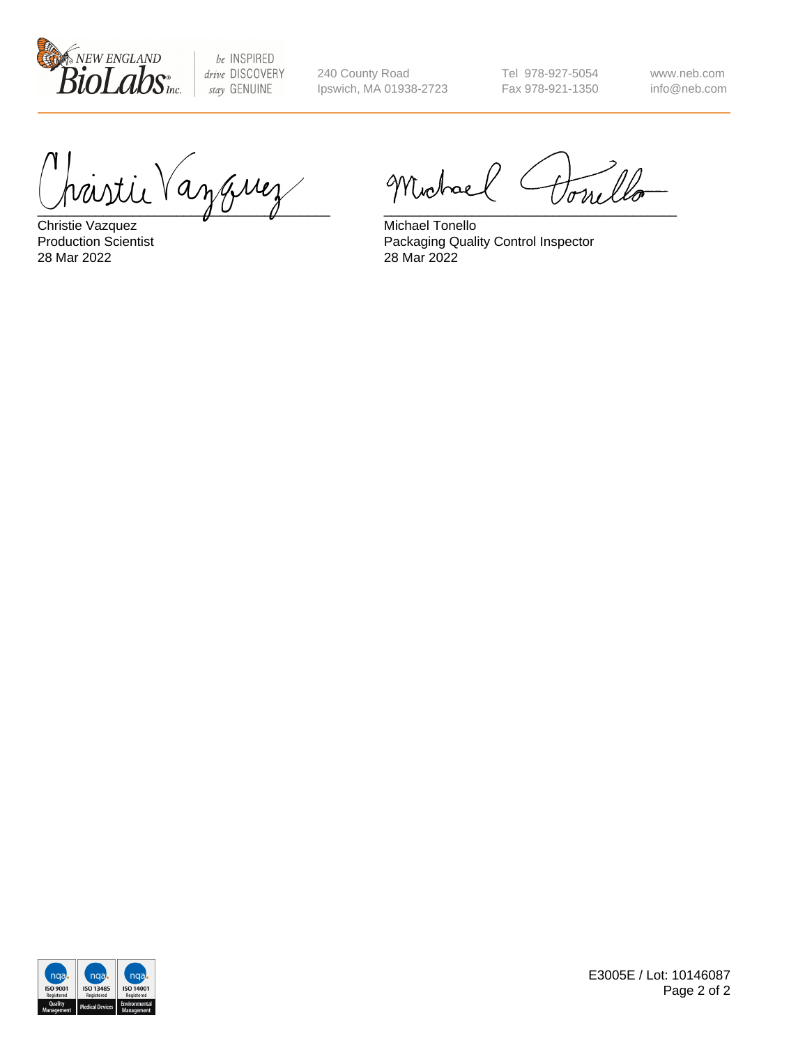NEW ENGLAND BioLabs Inc. be INSPIRED drive DISCOVERY stay GENUINE

240 County Road
Ipswich, MA 01938-2723

Tel 978-927-5054
Fax 978-921-1350

www.neb.com
info@neb.com

Christie Vazquez
Production Scientist
28 Mar 2022

Michael Tonello
Packaging Quality Control Inspector
28 Mar 2022

E3005E / Lot: 10146087